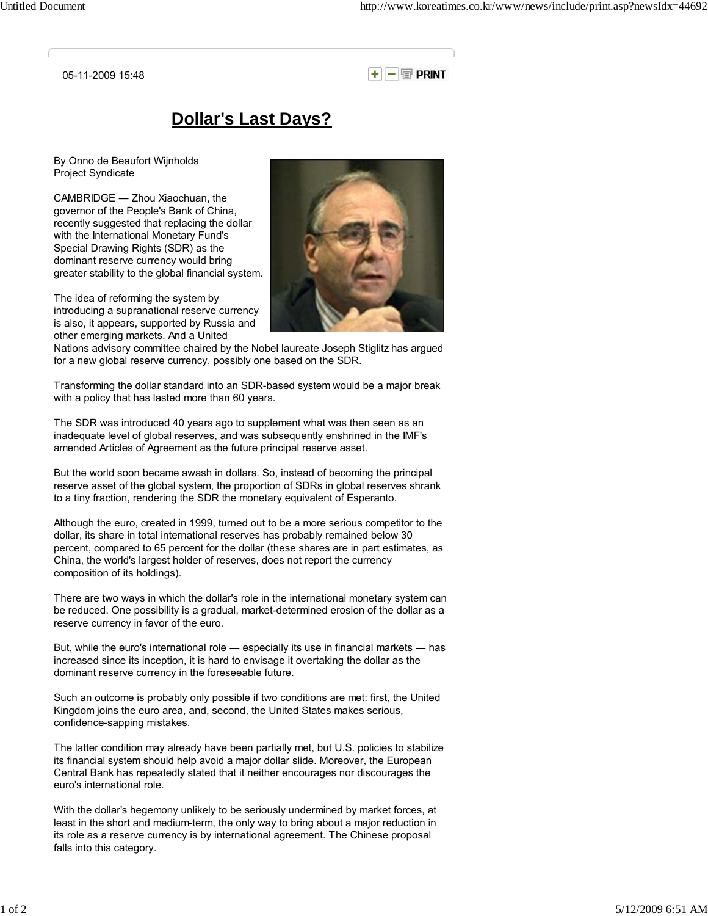05-11-2009 15:48

# Dollar's Last Days?

By Onno de Beaufort Wijnholds
Project Syndicate

CAMBRIDGE — Zhou Xiaochuan, the governor of the People's Bank of China, recently suggested that replacing the dollar with the International Monetary Fund's Special Drawing Rights (SDR) as the dominant reserve currency would bring greater stability to the global financial system.

The idea of reforming the system by introducing a supranational reserve currency is also, it appears, supported by Russia and other emerging markets. And a United Nations advisory committee chaired by the Nobel laureate Joseph Stiglitz has argued for a new global reserve currency, possibly one based on the SDR.

Transforming the dollar standard into an SDR-based system would be a major break with a policy that has lasted more than 60 years.

The SDR was introduced 40 years ago to supplement what was then seen as an inadequate level of global reserves, and was subsequently enshrined in the IMF's amended Articles of Agreement as the future principal reserve asset.

But the world soon became awash in dollars. So, instead of becoming the principal reserve asset of the global system, the proportion of SDRs in global reserves shrank to a tiny fraction, rendering the SDR the monetary equivalent of Esperanto.

Although the euro, created in 1999, turned out to be a more serious competitor to the dollar, its share in total international reserves has probably remained below 30 percent, compared to 65 percent for the dollar (these shares are in part estimates, as China, the world's largest holder of reserves, does not report the currency composition of its holdings).

There are two ways in which the dollar's role in the international monetary system can be reduced. One possibility is a gradual, market-determined erosion of the dollar as a reserve currency in favor of the euro.

But, while the euro's international role — especially its use in financial markets — has increased since its inception, it is hard to envisage it overtaking the dollar as the dominant reserve currency in the foreseeable future.

Such an outcome is probably only possible if two conditions are met: first, the United Kingdom joins the euro area, and, second, the United States makes serious, confidence-sapping mistakes.

The latter condition may already have been partially met, but U.S. policies to stabilize its financial system should help avoid a major dollar slide. Moreover, the European Central Bank has repeatedly stated that it neither encourages nor discourages the euro's international role.

With the dollar's hegemony unlikely to be seriously undermined by market forces, at least in the short and medium-term, the only way to bring about a major reduction in its role as a reserve currency is by international agreement. The Chinese proposal falls into this category.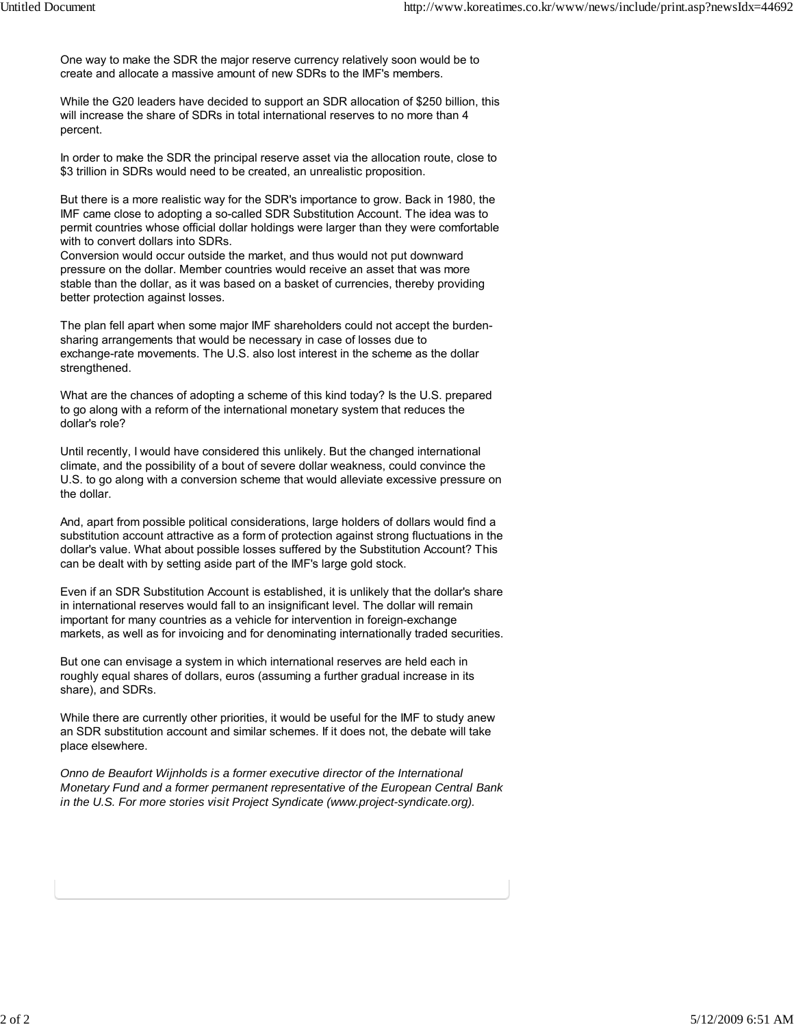One way to make the SDR the major reserve currency relatively soon would be to create and allocate a massive amount of new SDRs to the IMF's members.

While the G20 leaders have decided to support an SDR allocation of $250 billion, this will increase the share of SDRs in total international reserves to no more than 4 percent.

In order to make the SDR the principal reserve asset via the allocation route, close to $3 trillion in SDRs would need to be created, an unrealistic proposition.

But there is a more realistic way for the SDR's importance to grow. Back in 1980, the IMF came close to adopting a so-called SDR Substitution Account. The idea was to permit countries whose official dollar holdings were larger than they were comfortable with to convert dollars into SDRs.
Conversion would occur outside the market, and thus would not put downward pressure on the dollar. Member countries would receive an asset that was more stable than the dollar, as it was based on a basket of currencies, thereby providing better protection against losses.

The plan fell apart when some major IMF shareholders could not accept the burden-sharing arrangements that would be necessary in case of losses due to exchange-rate movements. The U.S. also lost interest in the scheme as the dollar strengthened.

What are the chances of adopting a scheme of this kind today? Is the U.S. prepared to go along with a reform of the international monetary system that reduces the dollar's role?

Until recently, I would have considered this unlikely. But the changed international climate, and the possibility of a bout of severe dollar weakness, could convince the U.S. to go along with a conversion scheme that would alleviate excessive pressure on the dollar.

And, apart from possible political considerations, large holders of dollars would find a substitution account attractive as a form of protection against strong fluctuations in the dollar's value. What about possible losses suffered by the Substitution Account? This can be dealt with by setting aside part of the IMF's large gold stock.

Even if an SDR Substitution Account is established, it is unlikely that the dollar's share in international reserves would fall to an insignificant level. The dollar will remain important for many countries as a vehicle for intervention in foreign-exchange markets, as well as for invoicing and for denominating internationally traded securities.

But one can envisage a system in which international reserves are held each in roughly equal shares of dollars, euros (assuming a further gradual increase in its share), and SDRs.

While there are currently other priorities, it would be useful for the IMF to study anew an SDR substitution account and similar schemes. If it does not, the debate will take place elsewhere.

*Onno de Beaufort Wijnholds is a former executive director of the International Monetary Fund and a former permanent representative of the European Central Bank in the U.S. For more stories visit Project Syndicate (www.project-syndicate.org).*